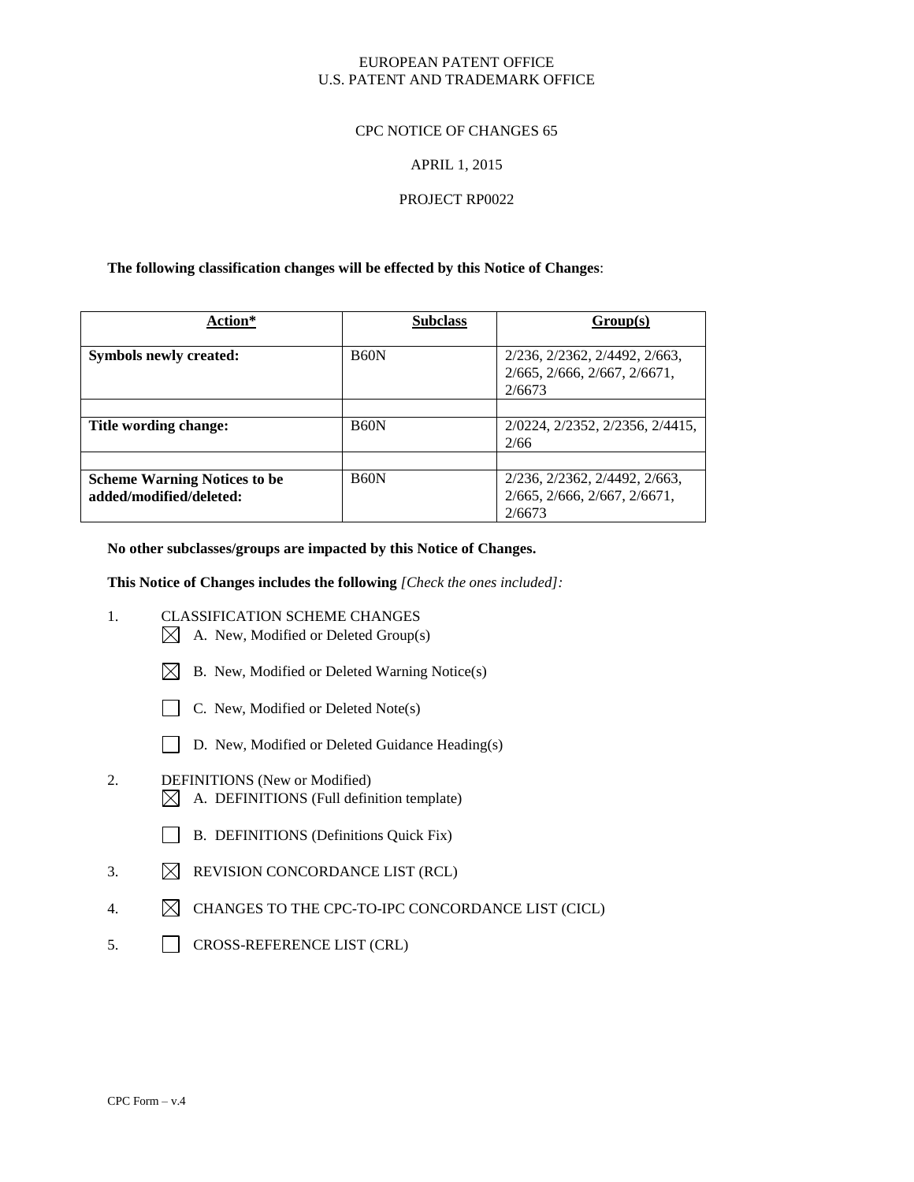EUROPEAN PATENT OFFICE
U.S. PATENT AND TRADEMARK OFFICE

CPC NOTICE OF CHANGES 65

APRIL 1, 2015

PROJECT RP0022

**The following classification changes will be effected by this Notice of Changes**:

| Action* | Subclass | Group(s) |
|---|---|---|
| **Symbols newly created:** | B60N | 2/236, 2/2362, 2/4492, 2/663, 2/665, 2/666, 2/667, 2/6671, 2/6673 |
| | | |
| **Title wording change:** | B60N | 2/0224, 2/2352, 2/2356, 2/4415, 2/66 |
| | | |
| **Scheme Warning Notices to be added/modified/deleted:** | B60N | 2/236, 2/2362, 2/4492, 2/663, 2/665, 2/666, 2/667, 2/6671, 2/6673 |

**No other subclasses/groups are impacted by this Notice of Changes.**

**This Notice of Changes includes the following** *[Check the ones included]:*

1. CLASSIFICATION SCHEME CHANGES
   - [X] A. New, Modified or Deleted Group(s)
   - [X] B. New, Modified or Deleted Warning Notice(s)
   - [ ] C. New, Modified or Deleted Note(s)
   - [ ] D. New, Modified or Deleted Guidance Heading(s)
2. DEFINITIONS (New or Modified)
   - [X] A. DEFINITIONS (Full definition template)
   - [ ] B. DEFINITIONS (Definitions Quick Fix)
3. [X] REVISION CONCORDANCE LIST (RCL)
4. [X] CHANGES TO THE CPC-TO-IPC CONCORDANCE LIST (CICL)
5. [ ] CROSS-REFERENCE LIST (CRL)

CPC Form – v.4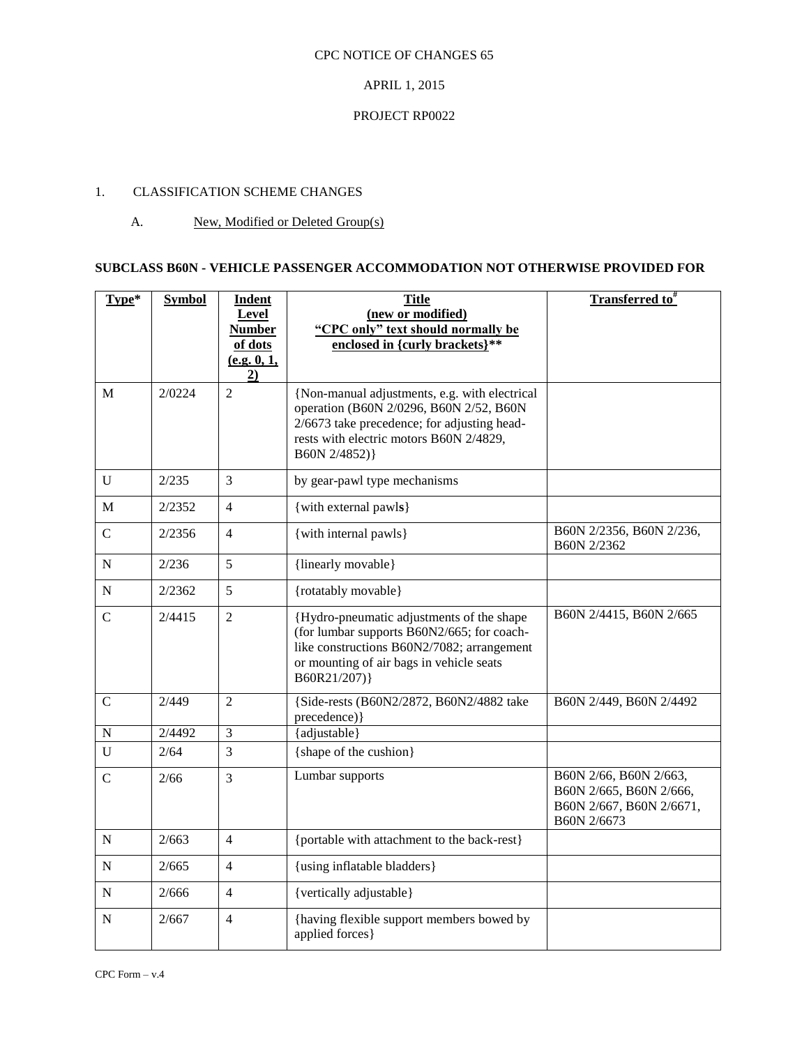CPC NOTICE OF CHANGES 65

APRIL 1, 2015

PROJECT RP0022

1. CLASSIFICATION SCHEME CHANGES

   A. New, Modified or Deleted Group(s)

**SUBCLASS B60N - VEHICLE PASSENGER ACCOMMODATION NOT OTHERWISE PROVIDED FOR**

| Type* | Symbol | Indent Level Number of dots (e.g. 0, 1, 2) | Title (new or modified) "CPC only" text should normally be enclosed in {curly brackets}** | Transferred to# |
|---|---|---|---|---|
| M | 2/0224 | 2 | {Non-manual adjustments, e.g. with electrical operation (B60N 2/0296, B60N 2/52, B60N 2/6673 take precedence; for adjusting head-rests with electric motors B60N 2/4829, B60N 2/4852)} | |
| U | 2/235 | 3 | by gear-pawl type mechanisms | |
| M | 2/2352 | 4 | {with external pawls} | |
| C | 2/2356 | 4 | {with internal pawls} | B60N 2/2356, B60N 2/236, B60N 2/2362 |
| N | 2/236 | 5 | {linearly movable} | |
| N | 2/2362 | 5 | {rotatably movable} | |
| C | 2/4415 | 2 | {Hydro-pneumatic adjustments of the shape (for lumbar supports B60N2/665; for coach-like constructions B60N2/7082; arrangement or mounting of air bags in vehicle seats B60R21/207)} | B60N 2/4415, B60N 2/665 |
| C | 2/449 | 2 | {Side-rests (B60N2/2872, B60N2/4882 take precedence)} | B60N 2/449, B60N 2/4492 |
| N | 2/4492 | 3 | {adjustable} | |
| U | 2/64 | 3 | {shape of the cushion} | |
| C | 2/66 | 3 | Lumbar supports | B60N 2/66, B60N 2/663, B60N 2/665, B60N 2/666, B60N 2/667, B60N 2/6671, B60N 2/6673 |
| N | 2/663 | 4 | {portable with attachment to the back-rest} | |
| N | 2/665 | 4 | {using inflatable bladders} | |
| N | 2/666 | 4 | {vertically adjustable} | |
| N | 2/667 | 4 | {having flexible support members bowed by applied forces} | |

CPC Form – v.4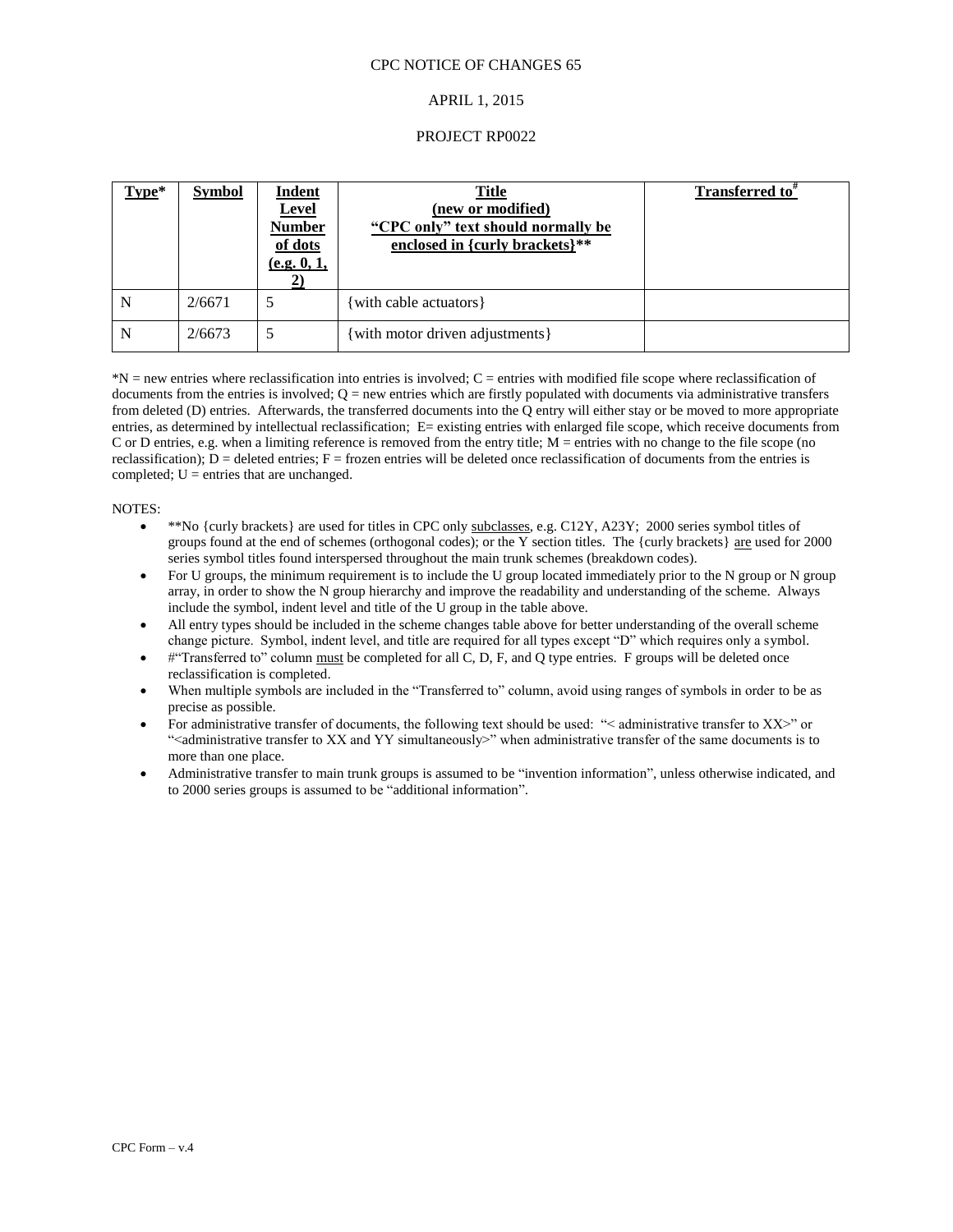CPC NOTICE OF CHANGES 65

APRIL 1, 2015

PROJECT RP0022

| Type* | Symbol | Indent Level Number of dots (e.g. 0, 1, 2) | Title (new or modified) "CPC only" text should normally be enclosed in {curly brackets}** | Transferred to# |
|---|---|---|---|---|
| N | 2/6671 | 5 | {with cable actuators} | |
| N | 2/6673 | 5 | {with motor driven adjustments} | |

*N = new entries where reclassification into entries is involved; C = entries with modified file scope where reclassification of documents from the entries is involved; Q = new entries which are firstly populated with documents via administrative transfers from deleted (D) entries. Afterwards, the transferred documents into the Q entry will either stay or be moved to more appropriate entries, as determined by intellectual reclassification; E= existing entries with enlarged file scope, which receive documents from C or D entries, e.g. when a limiting reference is removed from the entry title; M = entries with no change to the file scope (no reclassification); D = deleted entries; F = frozen entries will be deleted once reclassification of documents from the entries is completed; U = entries that are unchanged.

NOTES:

- **No {curly brackets} are used for titles in CPC only subclasses, e.g. C12Y, A23Y; 2000 series symbol titles of groups found at the end of schemes (orthogonal codes); or the Y section titles. The {curly brackets} are used for 2000 series symbol titles found interspersed throughout the main trunk schemes (breakdown codes).
- For U groups, the minimum requirement is to include the U group located immediately prior to the N group or N group array, in order to show the N group hierarchy and improve the readability and understanding of the scheme. Always include the symbol, indent level and title of the U group in the table above.
- All entry types should be included in the scheme changes table above for better understanding of the overall scheme change picture. Symbol, indent level, and title are required for all types except "D" which requires only a symbol.
- #"Transferred to" column must be completed for all C, D, F, and Q type entries. F groups will be deleted once reclassification is completed.
- When multiple symbols are included in the "Transferred to" column, avoid using ranges of symbols in order to be as precise as possible.
- For administrative transfer of documents, the following text should be used: "< administrative transfer to XX>" or "<administrative transfer to XX and YY simultaneously>" when administrative transfer of the same documents is to more than one place.
- Administrative transfer to main trunk groups is assumed to be "invention information", unless otherwise indicated, and to 2000 series groups is assumed to be "additional information".

CPC Form – v.4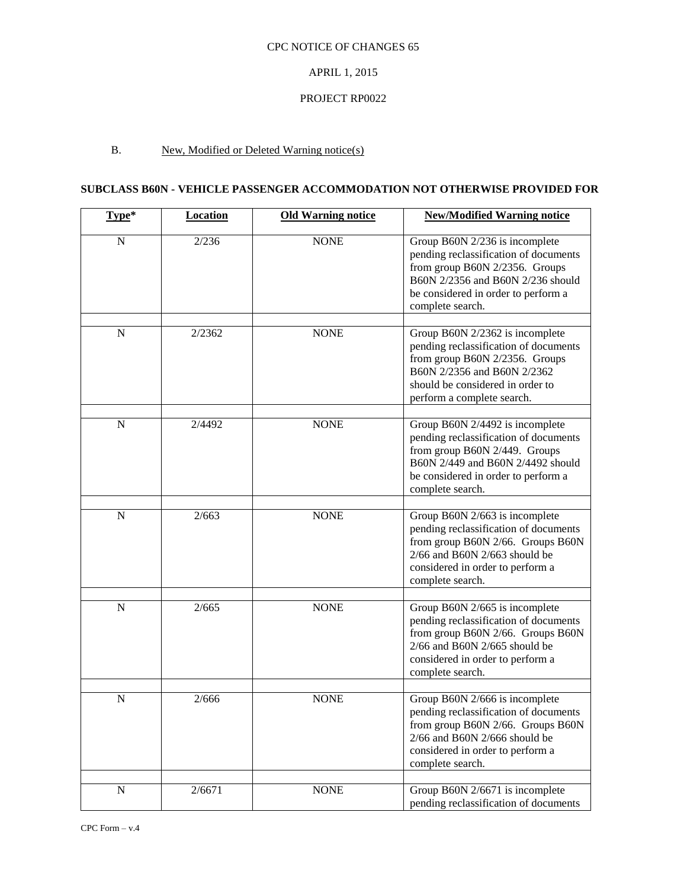CPC NOTICE OF CHANGES 65

APRIL 1, 2015

PROJECT RP0022

B. New, Modified or Deleted Warning notice(s)

**SUBCLASS B60N - VEHICLE PASSENGER ACCOMMODATION NOT OTHERWISE PROVIDED FOR**

| Type* | Location | Old Warning notice | New/Modified Warning notice |
|---|---|---|---|
| N | 2/236 | NONE | Group B60N 2/236 is incomplete pending reclassification of documents from group B60N 2/2356. Groups B60N 2/2356 and B60N 2/236 should be considered in order to perform a complete search. |
| N | 2/2362 | NONE | Group B60N 2/2362 is incomplete pending reclassification of documents from group B60N 2/2356. Groups B60N 2/2356 and B60N 2/2362 should be considered in order to perform a complete search. |
| N | 2/4492 | NONE | Group B60N 2/4492 is incomplete pending reclassification of documents from group B60N 2/449. Groups B60N 2/449 and B60N 2/4492 should be considered in order to perform a complete search. |
| N | 2/663 | NONE | Group B60N 2/663 is incomplete pending reclassification of documents from group B60N 2/66. Groups B60N 2/66 and B60N 2/663 should be considered in order to perform a complete search. |
| N | 2/665 | NONE | Group B60N 2/665 is incomplete pending reclassification of documents from group B60N 2/66. Groups B60N 2/66 and B60N 2/665 should be considered in order to perform a complete search. |
| N | 2/666 | NONE | Group B60N 2/666 is incomplete pending reclassification of documents from group B60N 2/66. Groups B60N 2/66 and B60N 2/666 should be considered in order to perform a complete search. |
| N | 2/6671 | NONE | Group B60N 2/6671 is incomplete pending reclassification of documents |

CPC Form – v.4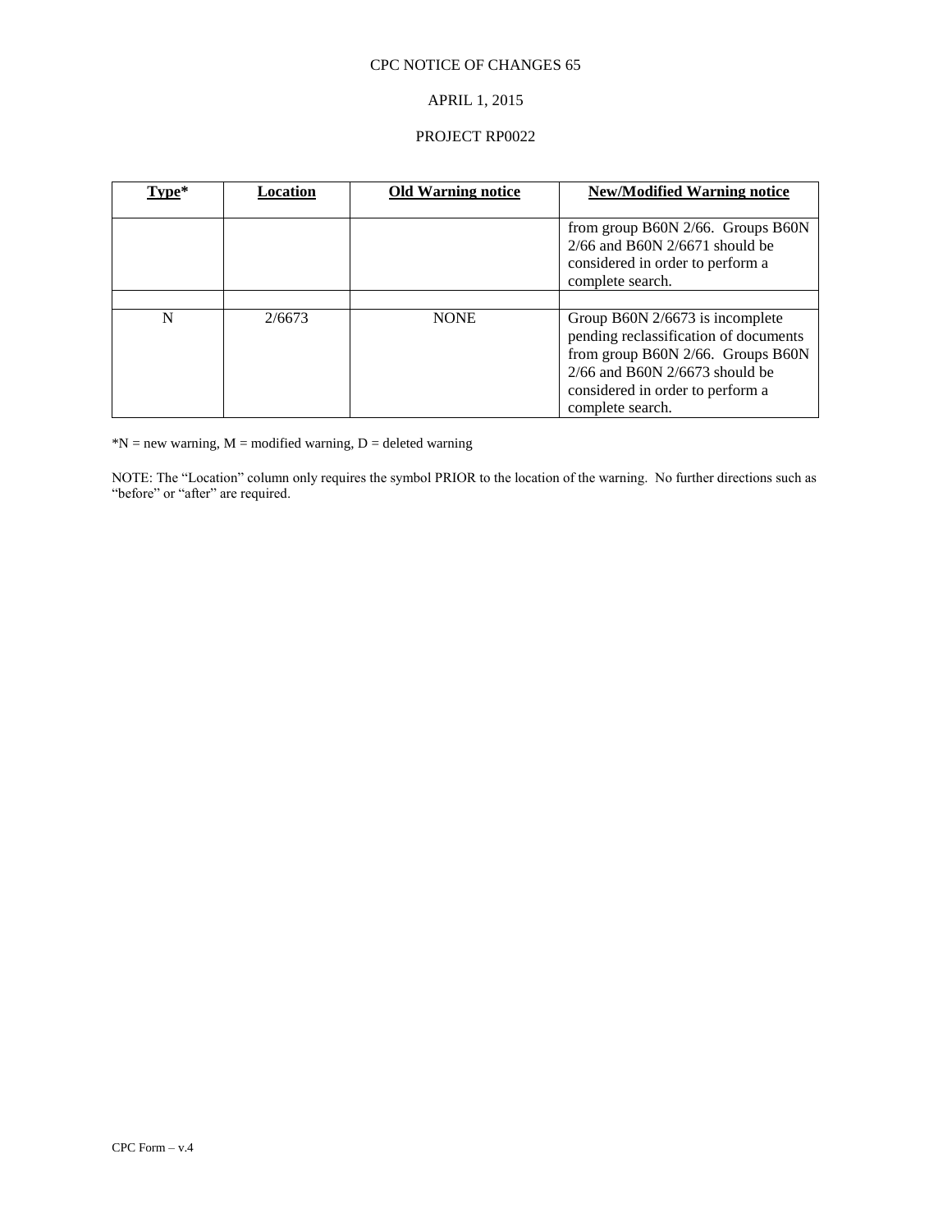CPC NOTICE OF CHANGES 65

APRIL 1, 2015

PROJECT RP0022

| Type* | Location | Old Warning notice | New/Modified Warning notice |
|---|---|---|---|
| | | | from group B60N 2/66. Groups B60N 2/66 and B60N 2/6671 should be considered in order to perform a complete search. |
| | | | |
| N | 2/6673 | NONE | Group B60N 2/6673 is incomplete pending reclassification of documents from group B60N 2/66. Groups B60N 2/66 and B60N 2/6673 should be considered in order to perform a complete search. |

*N = new warning, M = modified warning, D = deleted warning

NOTE: The "Location" column only requires the symbol PRIOR to the location of the warning. No further directions such as "before" or "after" are required.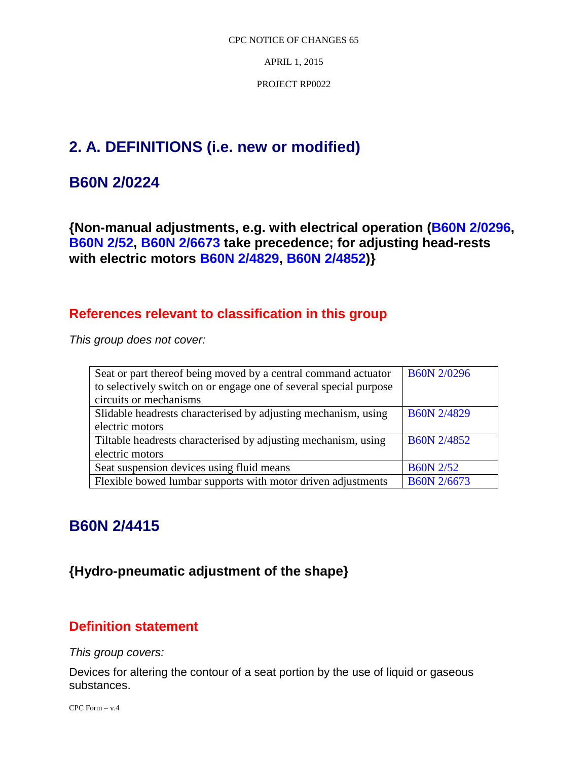## 2. A. DEFINITIONS (i.e. new or modified)

## B60N 2/0224

### {Non-manual adjustments, e.g. with electrical operation (B60N 2/0296, B60N 2/52, B60N 2/6673 take precedence; for adjusting head-rests with electric motors B60N 2/4829, B60N 2/4852)}

### References relevant to classification in this group

*This group does not cover:*

| | |
|---|---|
| Seat or part thereof being moved by a central command actuator to selectively switch on or engage one of several special purpose circuits or mechanisms | B60N 2/0296 |
| Slidable headrests characterised by adjusting mechanism, using electric motors | B60N 2/4829 |
| Tiltable headrests characterised by adjusting mechanism, using electric motors | B60N 2/4852 |
| Seat suspension devices using fluid means | B60N 2/52 |
| Flexible bowed lumbar supports with motor driven adjustments | B60N 2/6673 |

## B60N 2/4415

### {Hydro-pneumatic adjustment of the shape}

### Definition statement

*This group covers:*

Devices for altering the contour of a seat portion by the use of liquid or gaseous substances.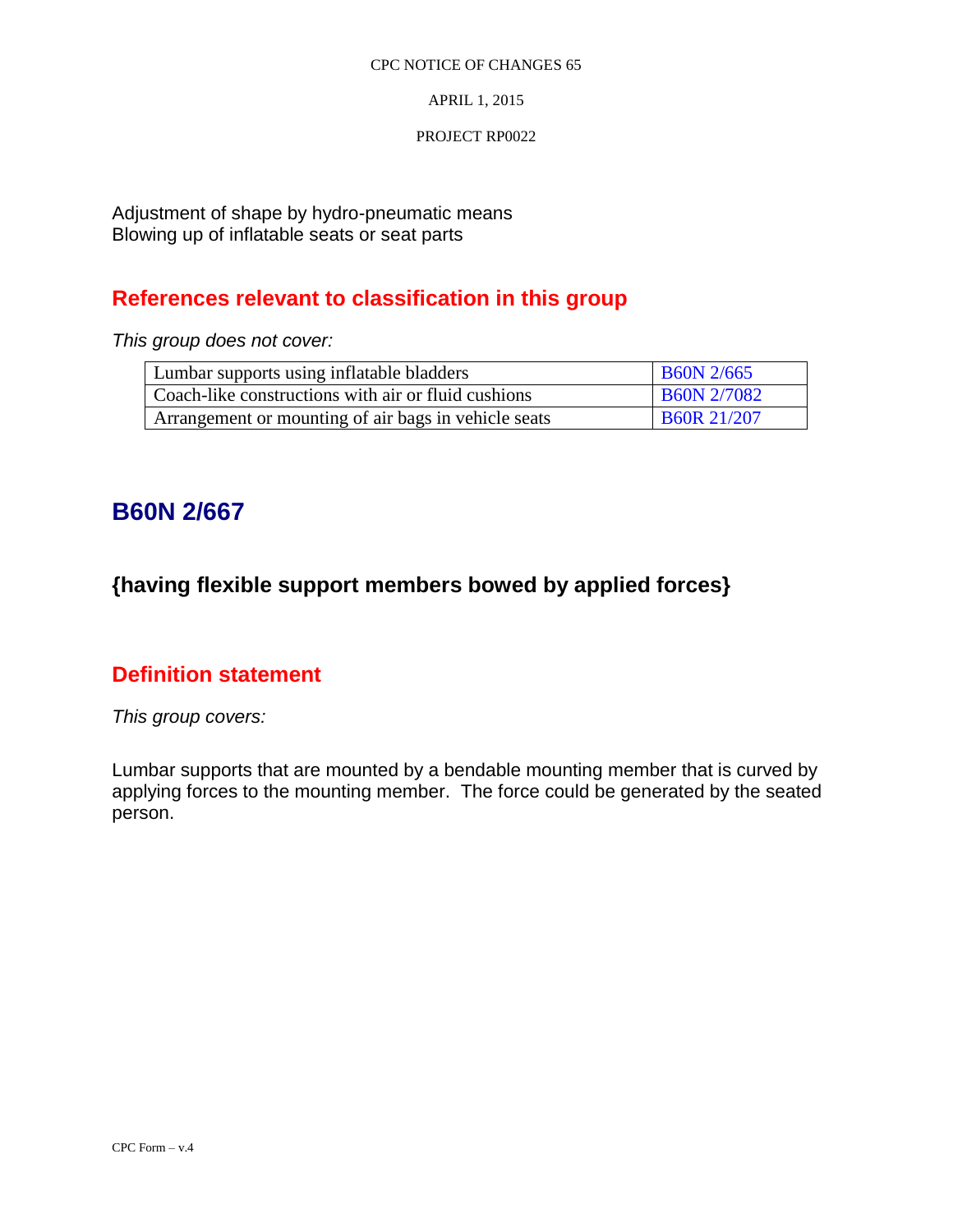Adjustment of shape by hydro-pneumatic means
Blowing up of inflatable seats or seat parts

## References relevant to classification in this group

*This group does not cover:*

| | |
|---|---|
| Lumbar supports using inflatable bladders | B60N 2/665 |
| Coach-like constructions with air or fluid cushions | B60N 2/7082 |
| Arrangement or mounting of air bags in vehicle seats | B60R 21/207 |

# B60N 2/667

## {having flexible support members bowed by applied forces}

## Definition statement

*This group covers:*

Lumbar supports that are mounted by a bendable mounting member that is curved by applying forces to the mounting member. The force could be generated by the seated person.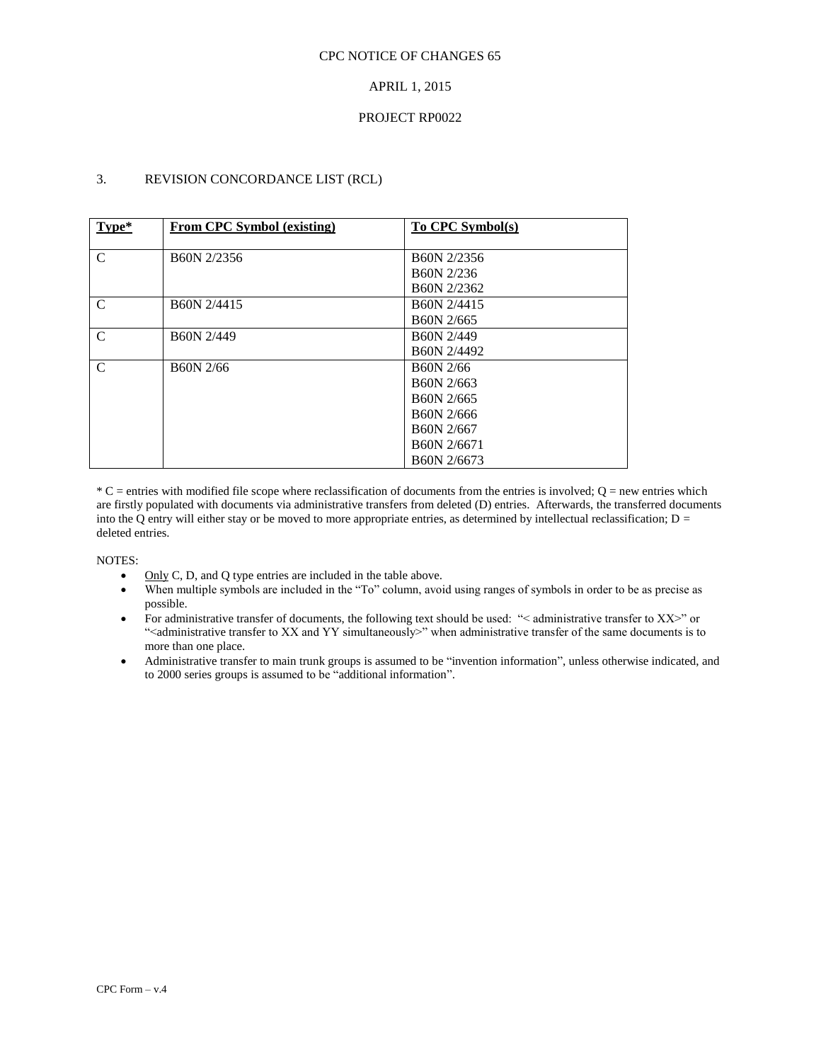CPC NOTICE OF CHANGES 65

APRIL 1, 2015

PROJECT RP0022

3. REVISION CONCORDANCE LIST (RCL)

| Type* | From CPC Symbol (existing) | To CPC Symbol(s) |
|---|---|---|
| C | B60N 2/2356 | B60N 2/2356<br>B60N 2/236<br>B60N 2/2362 |
| C | B60N 2/4415 | B60N 2/4415<br>B60N 2/665 |
| C | B60N 2/449 | B60N 2/449<br>B60N 2/4492 |
| C | B60N 2/66 | B60N 2/66<br>B60N 2/663<br>B60N 2/665<br>B60N 2/666<br>B60N 2/667<br>B60N 2/6671<br>B60N 2/6673 |

* C = entries with modified file scope where reclassification of documents from the entries is involved; Q = new entries which are firstly populated with documents via administrative transfers from deleted (D) entries. Afterwards, the transferred documents into the Q entry will either stay or be moved to more appropriate entries, as determined by intellectual reclassification; D = deleted entries.

NOTES:

- Only C, D, and Q type entries are included in the table above.
- When multiple symbols are included in the "To" column, avoid using ranges of symbols in order to be as precise as possible.
- For administrative transfer of documents, the following text should be used: "< administrative transfer to XX>" or "<administrative transfer to XX and YY simultaneously>" when administrative transfer of the same documents is to more than one place.
- Administrative transfer to main trunk groups is assumed to be "invention information", unless otherwise indicated, and to 2000 series groups is assumed to be "additional information".

CPC Form – v.4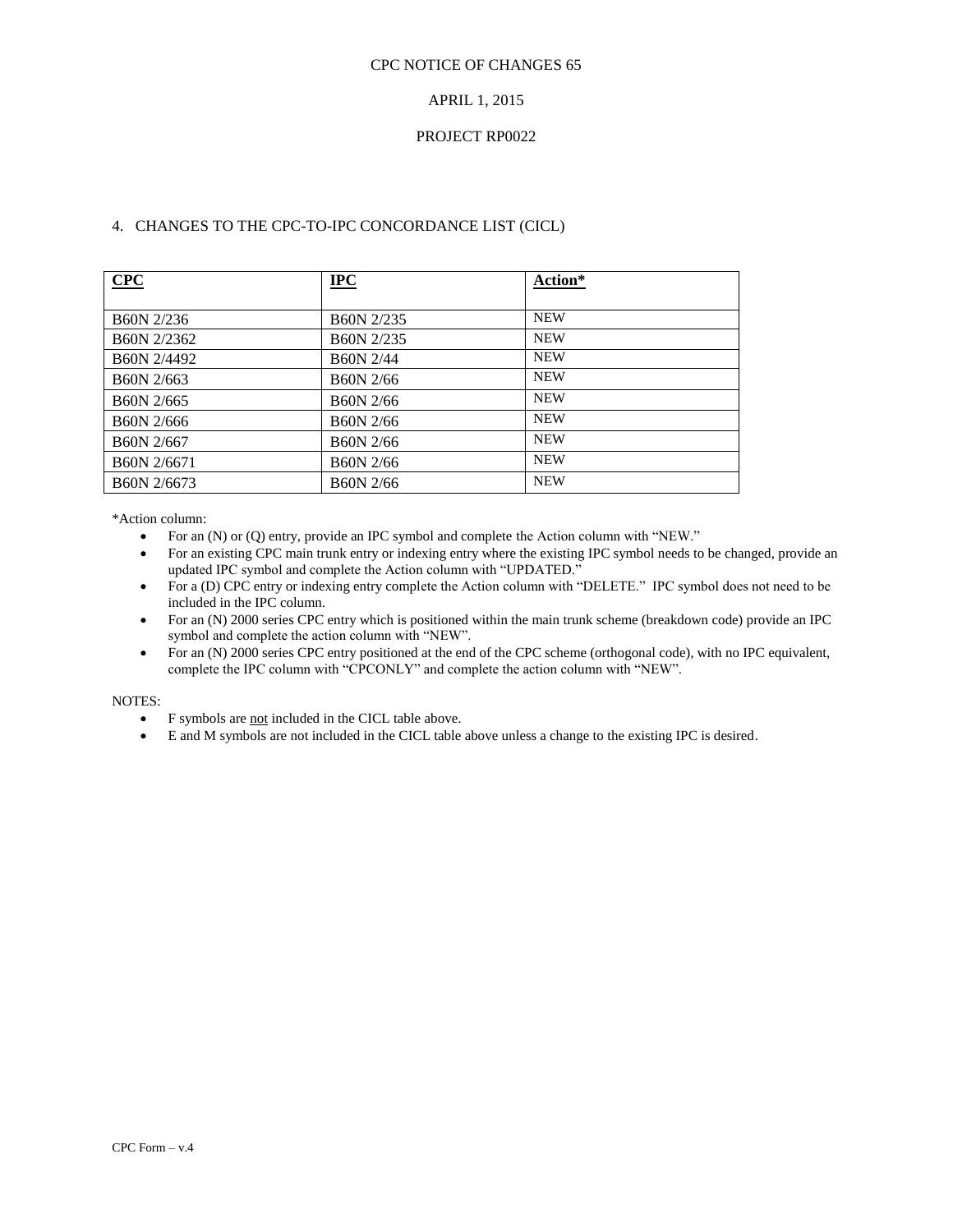CPC NOTICE OF CHANGES 65

APRIL 1, 2015

PROJECT RP0022

4. CHANGES TO THE CPC-TO-IPC CONCORDANCE LIST (CICL)

| **CPC** | **IPC** | **Action*** |
|---|---|---|
| B60N 2/236 | B60N 2/235 | NEW |
| B60N 2/2362 | B60N 2/235 | NEW |
| B60N 2/4492 | B60N 2/44 | NEW |
| B60N 2/663 | B60N 2/66 | NEW |
| B60N 2/665 | B60N 2/66 | NEW |
| B60N 2/666 | B60N 2/66 | NEW |
| B60N 2/667 | B60N 2/66 | NEW |
| B60N 2/6671 | B60N 2/66 | NEW |
| B60N 2/6673 | B60N 2/66 | NEW |

*Action column:

- For an (N) or (Q) entry, provide an IPC symbol and complete the Action column with "NEW."
- For an existing CPC main trunk entry or indexing entry where the existing IPC symbol needs to be changed, provide an updated IPC symbol and complete the Action column with "UPDATED."
- For a (D) CPC entry or indexing entry complete the Action column with "DELETE." IPC symbol does not need to be included in the IPC column.
- For an (N) 2000 series CPC entry which is positioned within the main trunk scheme (breakdown code) provide an IPC symbol and complete the action column with "NEW".
- For an (N) 2000 series CPC entry positioned at the end of the CPC scheme (orthogonal code), with no IPC equivalent, complete the IPC column with "CPCONLY" and complete the action column with "NEW".

NOTES:

- F symbols are <u>not</u> included in the CICL table above.
- E and M symbols are not included in the CICL table above unless a change to the existing IPC is desired.

CPC Form – v.4